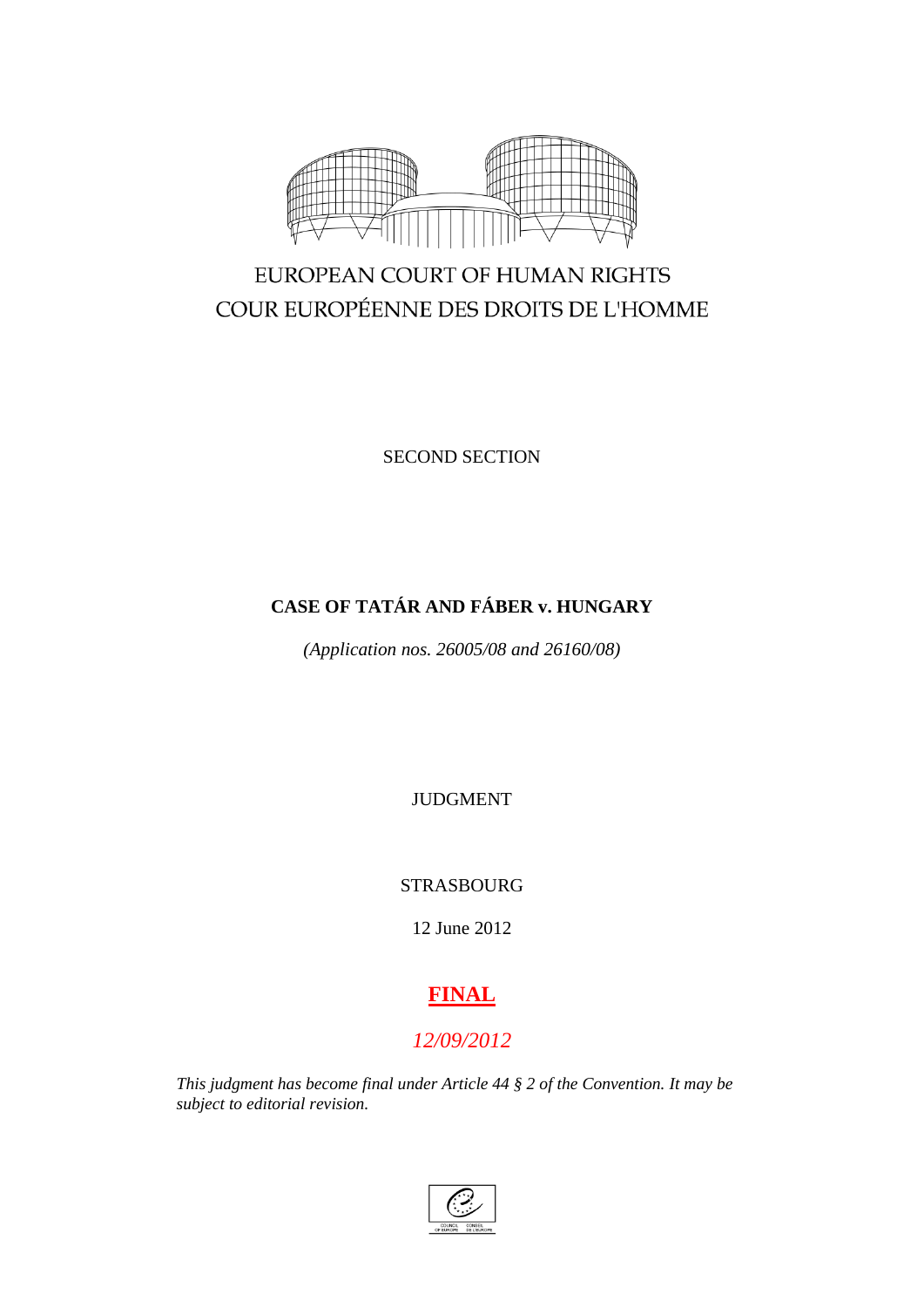EUROPEAN COURT OF HUMAN RIGHTS

COUR EUROPÉENNE DES DROITS DE L'HOMME

SECOND SECTION

# CASE OF TATÁR AND FÁBER v. HUNGARY

*(Application nos. 26005/08 and 26160/08)*

JUDGMENT

STRASBOURG

12 June 2012

**FINAL**

*12/09/2012*

*This judgment has become final under Article 44 § 2 of the Convention. It may be subject to editorial revision.*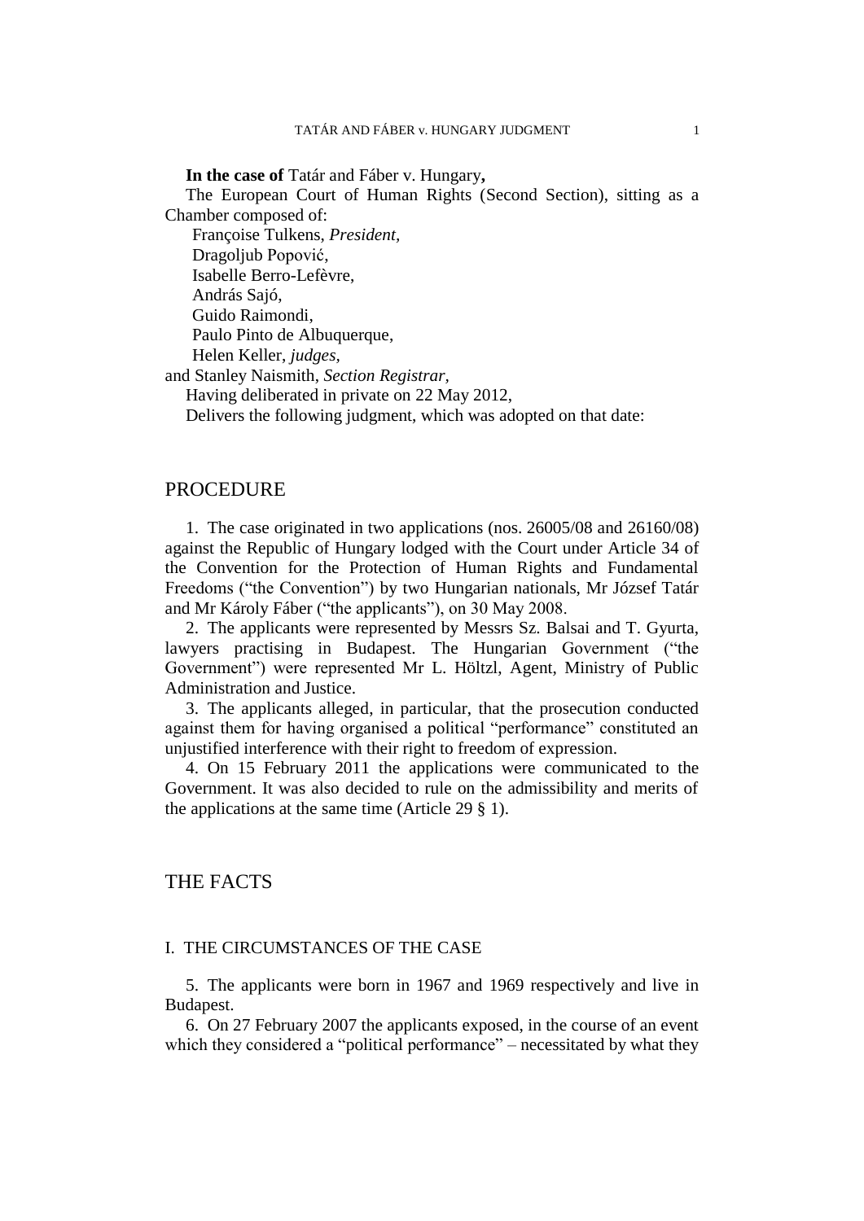**In the case of** Tatár and Fáber v. Hungary**,**

The European Court of Human Rights (Second Section), sitting as a Chamber composed of:

Françoise Tulkens, *President,*
Dragoljub Popović,
Isabelle Berro-Lefèvre,
András Sajó,
Guido Raimondi,
Paulo Pinto de Albuquerque,
Helen Keller, *judges,*
and Stanley Naismith, *Section Registrar,*

Having deliberated in private on 22 May 2012,

Delivers the following judgment, which was adopted on that date:

# PROCEDURE

1. The case originated in two applications (nos. 26005/08 and 26160/08) against the Republic of Hungary lodged with the Court under Article 34 of the Convention for the Protection of Human Rights and Fundamental Freedoms ("the Convention") by two Hungarian nationals, Mr József Tatár and Mr Károly Fáber ("the applicants"), on 30 May 2008.

2. The applicants were represented by Messrs Sz. Balsai and T. Gyurta, lawyers practising in Budapest. The Hungarian Government ("the Government") were represented Mr L. Höltzl, Agent, Ministry of Public Administration and Justice.

3. The applicants alleged, in particular, that the prosecution conducted against them for having organised a political "performance" constituted an unjustified interference with their right to freedom of expression.

4. On 15 February 2011 the applications were communicated to the Government. It was also decided to rule on the admissibility and merits of the applications at the same time (Article 29 § 1).

# THE FACTS

## I. THE CIRCUMSTANCES OF THE CASE

5. The applicants were born in 1967 and 1969 respectively and live in Budapest.

6. On 27 February 2007 the applicants exposed, in the course of an event which they considered a "political performance" – necessitated by what they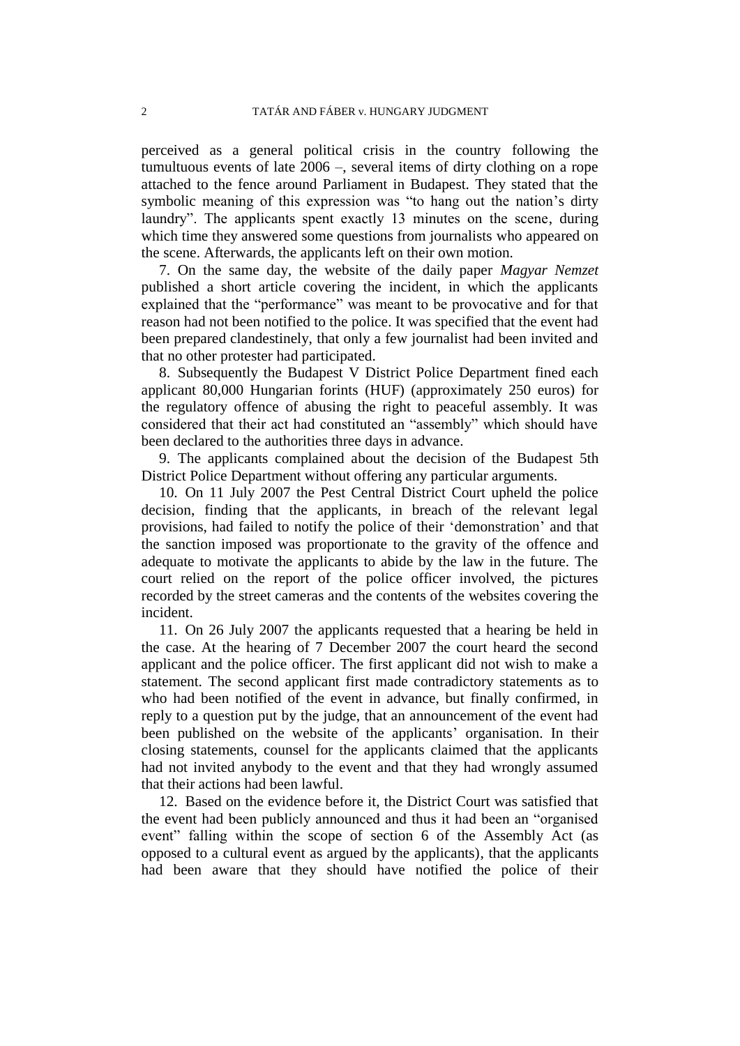perceived as a general political crisis in the country following the tumultuous events of late 2006 –, several items of dirty clothing on a rope attached to the fence around Parliament in Budapest. They stated that the symbolic meaning of this expression was "to hang out the nation's dirty laundry". The applicants spent exactly 13 minutes on the scene, during which time they answered some questions from journalists who appeared on the scene. Afterwards, the applicants left on their own motion.

7. On the same day, the website of the daily paper *Magyar Nemzet* published a short article covering the incident, in which the applicants explained that the "performance" was meant to be provocative and for that reason had not been notified to the police. It was specified that the event had been prepared clandestinely, that only a few journalist had been invited and that no other protester had participated.

8. Subsequently the Budapest V District Police Department fined each applicant 80,000 Hungarian forints (HUF) (approximately 250 euros) for the regulatory offence of abusing the right to peaceful assembly. It was considered that their act had constituted an "assembly" which should have been declared to the authorities three days in advance.

9. The applicants complained about the decision of the Budapest 5th District Police Department without offering any particular arguments.

10. On 11 July 2007 the Pest Central District Court upheld the police decision, finding that the applicants, in breach of the relevant legal provisions, had failed to notify the police of their 'demonstration' and that the sanction imposed was proportionate to the gravity of the offence and adequate to motivate the applicants to abide by the law in the future. The court relied on the report of the police officer involved, the pictures recorded by the street cameras and the contents of the websites covering the incident.

11. On 26 July 2007 the applicants requested that a hearing be held in the case. At the hearing of 7 December 2007 the court heard the second applicant and the police officer. The first applicant did not wish to make a statement. The second applicant first made contradictory statements as to who had been notified of the event in advance, but finally confirmed, in reply to a question put by the judge, that an announcement of the event had been published on the website of the applicants' organisation. In their closing statements, counsel for the applicants claimed that the applicants had not invited anybody to the event and that they had wrongly assumed that their actions had been lawful.

12. Based on the evidence before it, the District Court was satisfied that the event had been publicly announced and thus it had been an "organised event" falling within the scope of section 6 of the Assembly Act (as opposed to a cultural event as argued by the applicants), that the applicants had been aware that they should have notified the police of their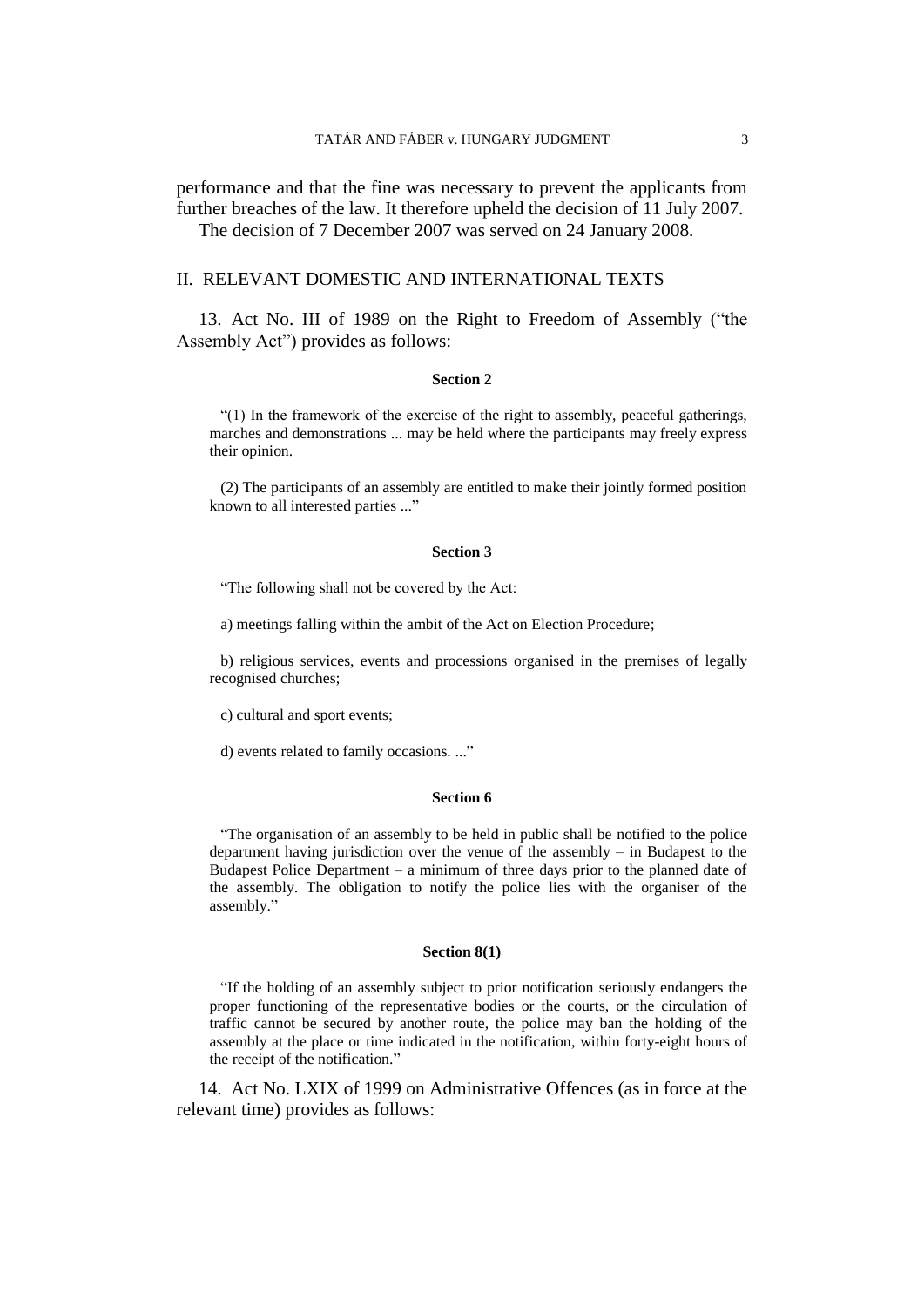performance and that the fine was necessary to prevent the applicants from further breaches of the law. It therefore upheld the decision of 11 July 2007.

The decision of 7 December 2007 was served on 24 January 2008.

## II. RELEVANT DOMESTIC AND INTERNATIONAL TEXTS

13. Act No. III of 1989 on the Right to Freedom of Assembly ("the Assembly Act") provides as follows:

**Section 2**

"(1) In the framework of the exercise of the right to assembly, peaceful gatherings, marches and demonstrations ... may be held where the participants may freely express their opinion.

(2) The participants of an assembly are entitled to make their jointly formed position known to all interested parties ..."

**Section 3**

"The following shall not be covered by the Act:

a) meetings falling within the ambit of the Act on Election Procedure;

b) religious services, events and processions organised in the premises of legally recognised churches;

c) cultural and sport events;

d) events related to family occasions. ..."

**Section 6**

"The organisation of an assembly to be held in public shall be notified to the police department having jurisdiction over the venue of the assembly – in Budapest to the Budapest Police Department – a minimum of three days prior to the planned date of the assembly. The obligation to notify the police lies with the organiser of the assembly."

**Section 8(1)**

"If the holding of an assembly subject to prior notification seriously endangers the proper functioning of the representative bodies or the courts, or the circulation of traffic cannot be secured by another route, the police may ban the holding of the assembly at the place or time indicated in the notification, within forty-eight hours of the receipt of the notification."

14. Act No. LXIX of 1999 on Administrative Offences (as in force at the relevant time) provides as follows: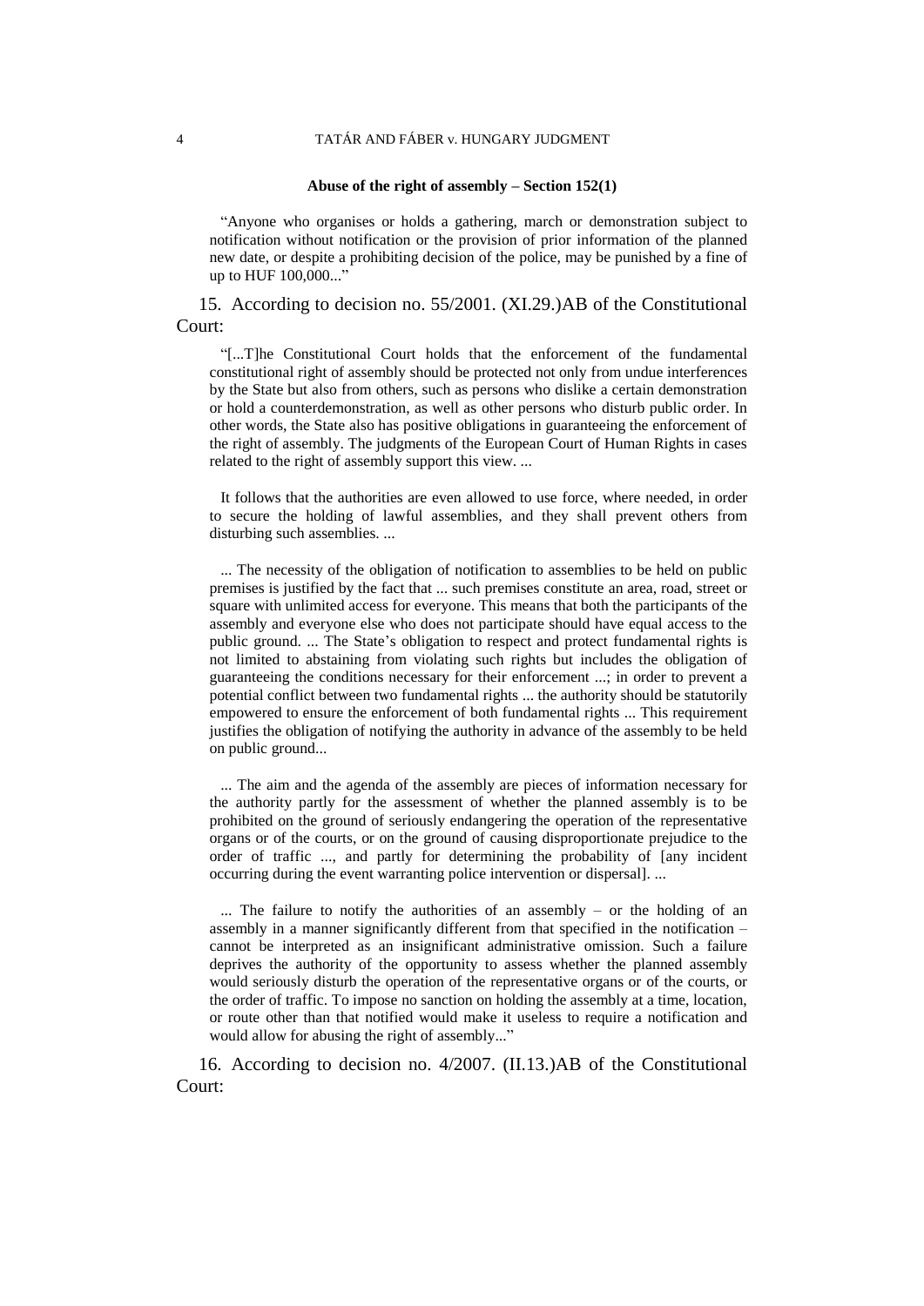**Abuse of the right of assembly – Section 152(1)**

> "Anyone who organises or holds a gathering, march or demonstration subject to notification without notification or the provision of prior information of the planned new date, or despite a prohibiting decision of the police, may be punished by a fine of up to HUF 100,000..."

15. According to decision no. 55/2001. (XI.29.)AB of the Constitutional Court:

> "[...T]he Constitutional Court holds that the enforcement of the fundamental constitutional right of assembly should be protected not only from undue interferences by the State but also from others, such as persons who dislike a certain demonstration or hold a counterdemonstration, as well as other persons who disturb public order. In other words, the State also has positive obligations in guaranteeing the enforcement of the right of assembly. The judgments of the European Court of Human Rights in cases related to the right of assembly support this view. ...
>
> It follows that the authorities are even allowed to use force, where needed, in order to secure the holding of lawful assemblies, and they shall prevent others from disturbing such assemblies. ...
>
> ... The necessity of the obligation of notification to assemblies to be held on public premises is justified by the fact that ... such premises constitute an area, road, street or square with unlimited access for everyone. This means that both the participants of the assembly and everyone else who does not participate should have equal access to the public ground. ... The State's obligation to respect and protect fundamental rights is not limited to abstaining from violating such rights but includes the obligation of guaranteeing the conditions necessary for their enforcement ...; in order to prevent a potential conflict between two fundamental rights ... the authority should be statutorily empowered to ensure the enforcement of both fundamental rights ... This requirement justifies the obligation of notifying the authority in advance of the assembly to be held on public ground...
>
> ... The aim and the agenda of the assembly are pieces of information necessary for the authority partly for the assessment of whether the planned assembly is to be prohibited on the ground of seriously endangering the operation of the representative organs or of the courts, or on the ground of causing disproportionate prejudice to the order of traffic ..., and partly for determining the probability of [any incident occurring during the event warranting police intervention or dispersal]. ...
>
> ... The failure to notify the authorities of an assembly – or the holding of an assembly in a manner significantly different from that specified in the notification – cannot be interpreted as an insignificant administrative omission. Such a failure deprives the authority of the opportunity to assess whether the planned assembly would seriously disturb the operation of the representative organs or of the courts, or the order of traffic. To impose no sanction on holding the assembly at a time, location, or route other than that notified would make it useless to require a notification and would allow for abusing the right of assembly..."

16. According to decision no. 4/2007. (II.13.)AB of the Constitutional Court: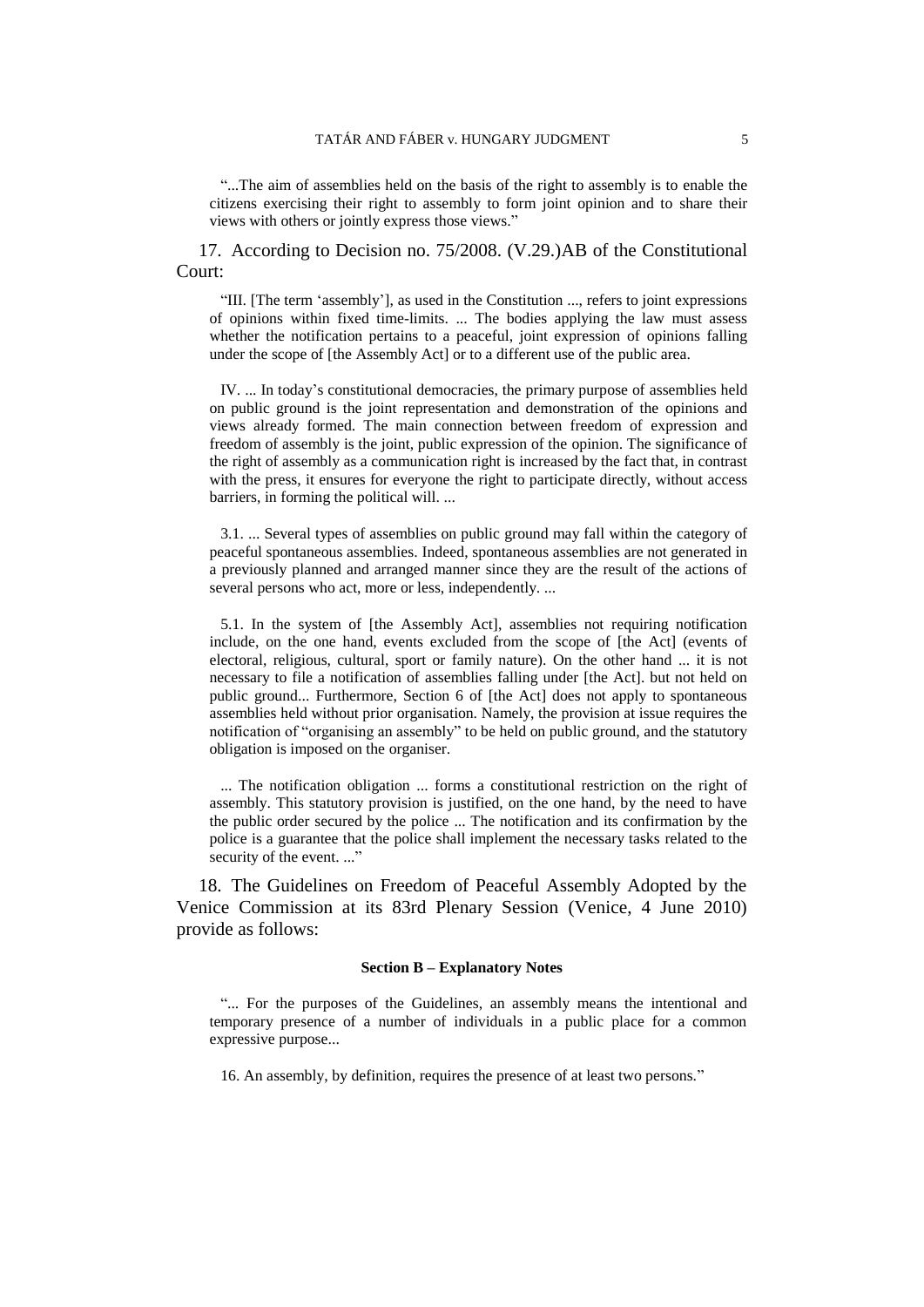"...The aim of assemblies held on the basis of the right to assembly is to enable the citizens exercising their right to assembly to form joint opinion and to share their views with others or jointly express those views."

17. According to Decision no. 75/2008. (V.29.)AB of the Constitutional Court:

"III. [The term 'assembly'], as used in the Constitution ..., refers to joint expressions of opinions within fixed time-limits. ... The bodies applying the law must assess whether the notification pertains to a peaceful, joint expression of opinions falling under the scope of [the Assembly Act] or to a different use of the public area.

IV. ... In today's constitutional democracies, the primary purpose of assemblies held on public ground is the joint representation and demonstration of the opinions and views already formed. The main connection between freedom of expression and freedom of assembly is the joint, public expression of the opinion. The significance of the right of assembly as a communication right is increased by the fact that, in contrast with the press, it ensures for everyone the right to participate directly, without access barriers, in forming the political will. ...

3.1. ... Several types of assemblies on public ground may fall within the category of peaceful spontaneous assemblies. Indeed, spontaneous assemblies are not generated in a previously planned and arranged manner since they are the result of the actions of several persons who act, more or less, independently. ...

5.1. In the system of [the Assembly Act], assemblies not requiring notification include, on the one hand, events excluded from the scope of [the Act] (events of electoral, religious, cultural, sport or family nature). On the other hand ... it is not necessary to file a notification of assemblies falling under [the Act]. but not held on public ground... Furthermore, Section 6 of [the Act] does not apply to spontaneous assemblies held without prior organisation. Namely, the provision at issue requires the notification of "organising an assembly" to be held on public ground, and the statutory obligation is imposed on the organiser.

... The notification obligation ... forms a constitutional restriction on the right of assembly. This statutory provision is justified, on the one hand, by the need to have the public order secured by the police ... The notification and its confirmation by the police is a guarantee that the police shall implement the necessary tasks related to the security of the event. ..."

18. The Guidelines on Freedom of Peaceful Assembly Adopted by the Venice Commission at its 83rd Plenary Session (Venice, 4 June 2010) provide as follows:

**Section B – Explanatory Notes**

"... For the purposes of the Guidelines, an assembly means the intentional and temporary presence of a number of individuals in a public place for a common expressive purpose...

16. An assembly, by definition, requires the presence of at least two persons."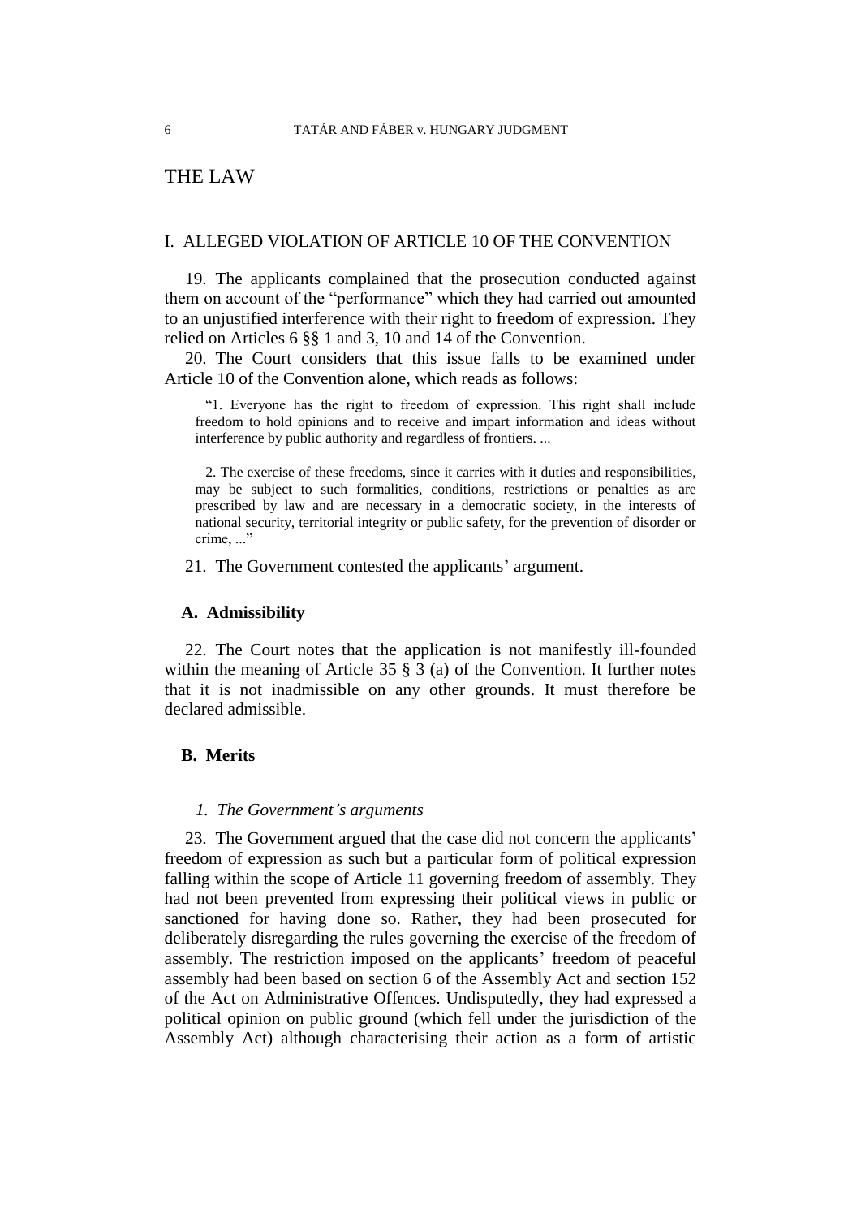# THE LAW

## I. ALLEGED VIOLATION OF ARTICLE 10 OF THE CONVENTION

19. The applicants complained that the prosecution conducted against them on account of the "performance" which they had carried out amounted to an unjustified interference with their right to freedom of expression. They relied on Articles 6 §§ 1 and 3, 10 and 14 of the Convention.

20. The Court considers that this issue falls to be examined under Article 10 of the Convention alone, which reads as follows:

> "1. Everyone has the right to freedom of expression. This right shall include freedom to hold opinions and to receive and impart information and ideas without interference by public authority and regardless of frontiers. ...
>
> 2. The exercise of these freedoms, since it carries with it duties and responsibilities, may be subject to such formalities, conditions, restrictions or penalties as are prescribed by law and are necessary in a democratic society, in the interests of national security, territorial integrity or public safety, for the prevention of disorder or crime, ..."

21. The Government contested the applicants' argument.

### A. Admissibility

22. The Court notes that the application is not manifestly ill-founded within the meaning of Article 35 § 3 (a) of the Convention. It further notes that it is not inadmissible on any other grounds. It must therefore be declared admissible.

### B. Merits

#### *1. The Government's arguments*

23. The Government argued that the case did not concern the applicants' freedom of expression as such but a particular form of political expression falling within the scope of Article 11 governing freedom of assembly. They had not been prevented from expressing their political views in public or sanctioned for having done so. Rather, they had been prosecuted for deliberately disregarding the rules governing the exercise of the freedom of assembly. The restriction imposed on the applicants' freedom of peaceful assembly had been based on section 6 of the Assembly Act and section 152 of the Act on Administrative Offences. Undisputedly, they had expressed a political opinion on public ground (which fell under the jurisdiction of the Assembly Act) although characterising their action as a form of artistic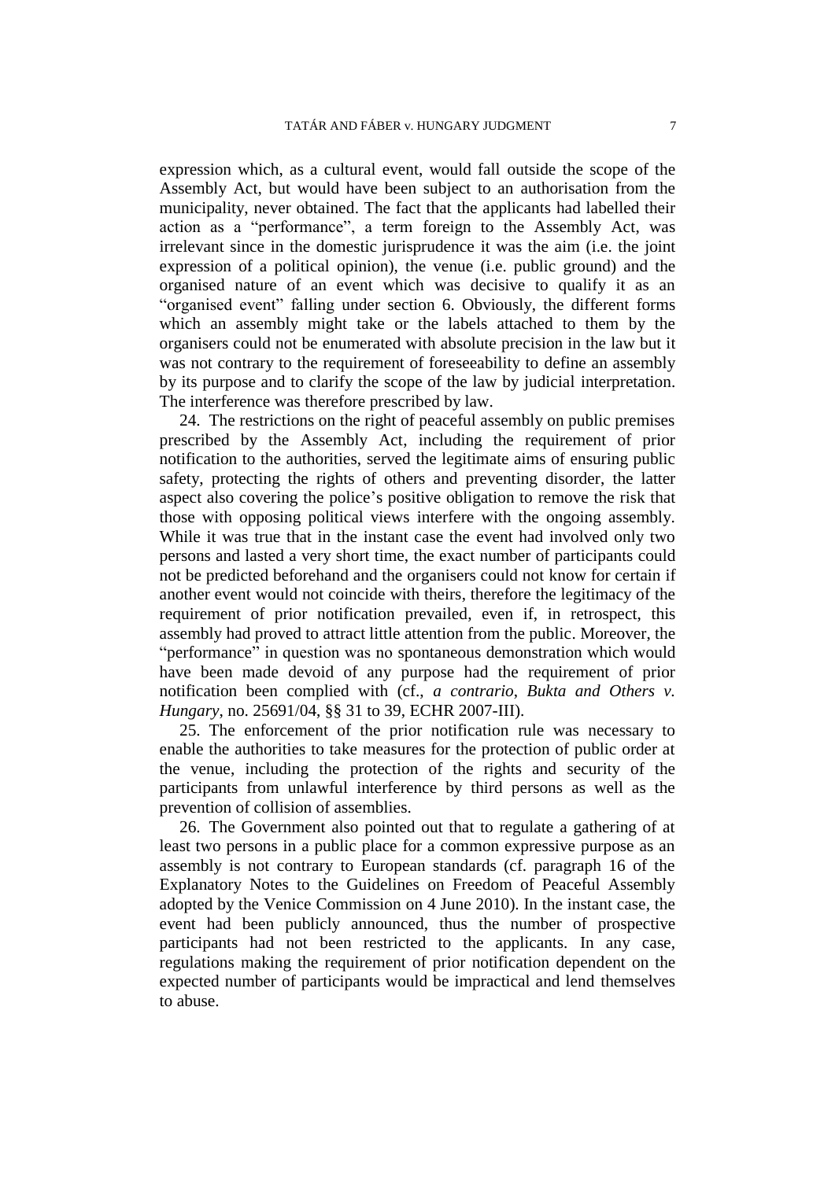expression which, as a cultural event, would fall outside the scope of the Assembly Act, but would have been subject to an authorisation from the municipality, never obtained. The fact that the applicants had labelled their action as a "performance", a term foreign to the Assembly Act, was irrelevant since in the domestic jurisprudence it was the aim (i.e. the joint expression of a political opinion), the venue (i.e. public ground) and the organised nature of an event which was decisive to qualify it as an "organised event" falling under section 6. Obviously, the different forms which an assembly might take or the labels attached to them by the organisers could not be enumerated with absolute precision in the law but it was not contrary to the requirement of foreseeability to define an assembly by its purpose and to clarify the scope of the law by judicial interpretation. The interference was therefore prescribed by law.

24. The restrictions on the right of peaceful assembly on public premises prescribed by the Assembly Act, including the requirement of prior notification to the authorities, served the legitimate aims of ensuring public safety, protecting the rights of others and preventing disorder, the latter aspect also covering the police's positive obligation to remove the risk that those with opposing political views interfere with the ongoing assembly. While it was true that in the instant case the event had involved only two persons and lasted a very short time, the exact number of participants could not be predicted beforehand and the organisers could not know for certain if another event would not coincide with theirs, therefore the legitimacy of the requirement of prior notification prevailed, even if, in retrospect, this assembly had proved to attract little attention from the public. Moreover, the "performance" in question was no spontaneous demonstration which would have been made devoid of any purpose had the requirement of prior notification been complied with (cf., *a contrario*, *Bukta and Others v. Hungary*, no. 25691/04, §§ 31 to 39, ECHR 2007-III).

25. The enforcement of the prior notification rule was necessary to enable the authorities to take measures for the protection of public order at the venue, including the protection of the rights and security of the participants from unlawful interference by third persons as well as the prevention of collision of assemblies.

26. The Government also pointed out that to regulate a gathering of at least two persons in a public place for a common expressive purpose as an assembly is not contrary to European standards (cf. paragraph 16 of the Explanatory Notes to the Guidelines on Freedom of Peaceful Assembly adopted by the Venice Commission on 4 June 2010). In the instant case, the event had been publicly announced, thus the number of prospective participants had not been restricted to the applicants. In any case, regulations making the requirement of prior notification dependent on the expected number of participants would be impractical and lend themselves to abuse.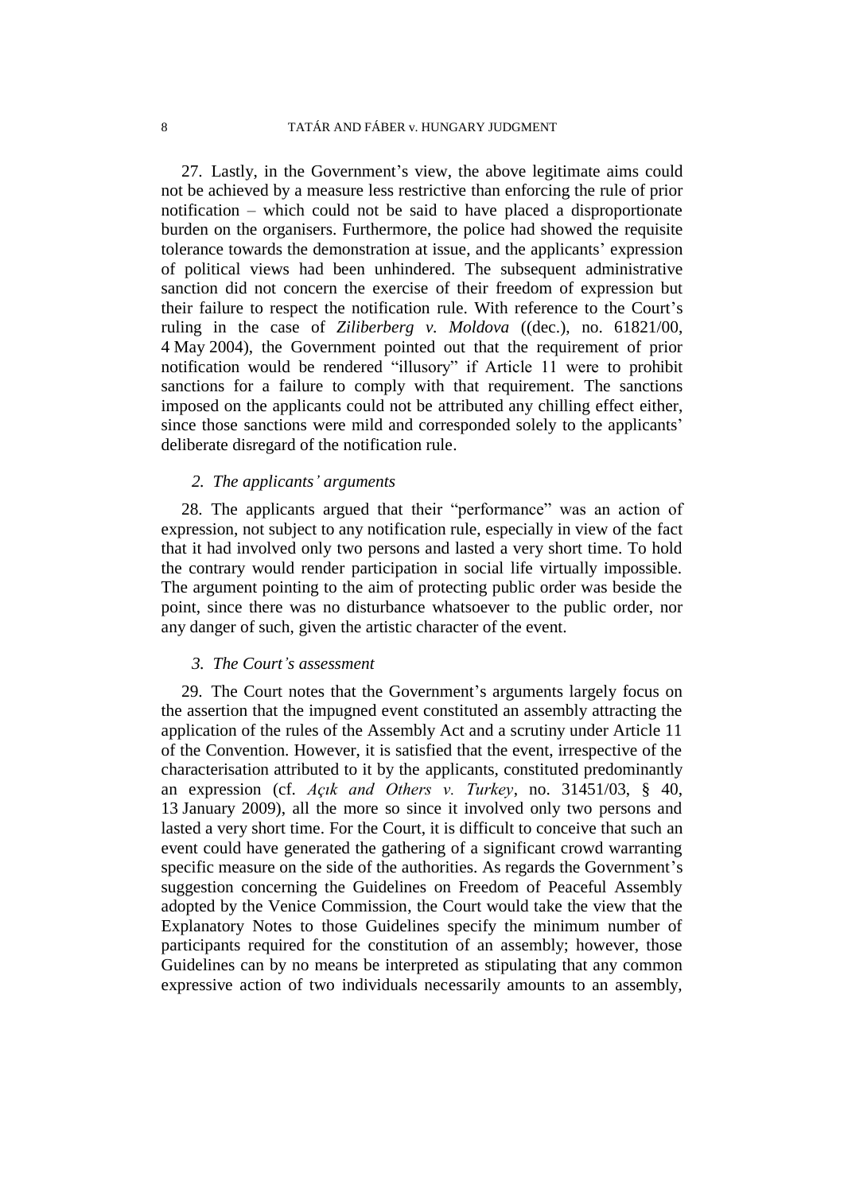27. Lastly, in the Government's view, the above legitimate aims could not be achieved by a measure less restrictive than enforcing the rule of prior notification – which could not be said to have placed a disproportionate burden on the organisers. Furthermore, the police had showed the requisite tolerance towards the demonstration at issue, and the applicants' expression of political views had been unhindered. The subsequent administrative sanction did not concern the exercise of their freedom of expression but their failure to respect the notification rule. With reference to the Court's ruling in the case of *Ziliberberg v. Moldova* ((dec.), no. 61821/00, 4 May 2004), the Government pointed out that the requirement of prior notification would be rendered "illusory" if Article 11 were to prohibit sanctions for a failure to comply with that requirement. The sanctions imposed on the applicants could not be attributed any chilling effect either, since those sanctions were mild and corresponded solely to the applicants' deliberate disregard of the notification rule.

### *2. The applicants' arguments*

28. The applicants argued that their "performance" was an action of expression, not subject to any notification rule, especially in view of the fact that it had involved only two persons and lasted a very short time. To hold the contrary would render participation in social life virtually impossible. The argument pointing to the aim of protecting public order was beside the point, since there was no disturbance whatsoever to the public order, nor any danger of such, given the artistic character of the event.

### *3. The Court's assessment*

29. The Court notes that the Government's arguments largely focus on the assertion that the impugned event constituted an assembly attracting the application of the rules of the Assembly Act and a scrutiny under Article 11 of the Convention. However, it is satisfied that the event, irrespective of the characterisation attributed to it by the applicants, constituted predominantly an expression (cf. *Açık and Others v. Turkey*, no. 31451/03, § 40, 13 January 2009), all the more so since it involved only two persons and lasted a very short time. For the Court, it is difficult to conceive that such an event could have generated the gathering of a significant crowd warranting specific measure on the side of the authorities. As regards the Government's suggestion concerning the Guidelines on Freedom of Peaceful Assembly adopted by the Venice Commission, the Court would take the view that the Explanatory Notes to those Guidelines specify the minimum number of participants required for the constitution of an assembly; however, those Guidelines can by no means be interpreted as stipulating that any common expressive action of two individuals necessarily amounts to an assembly,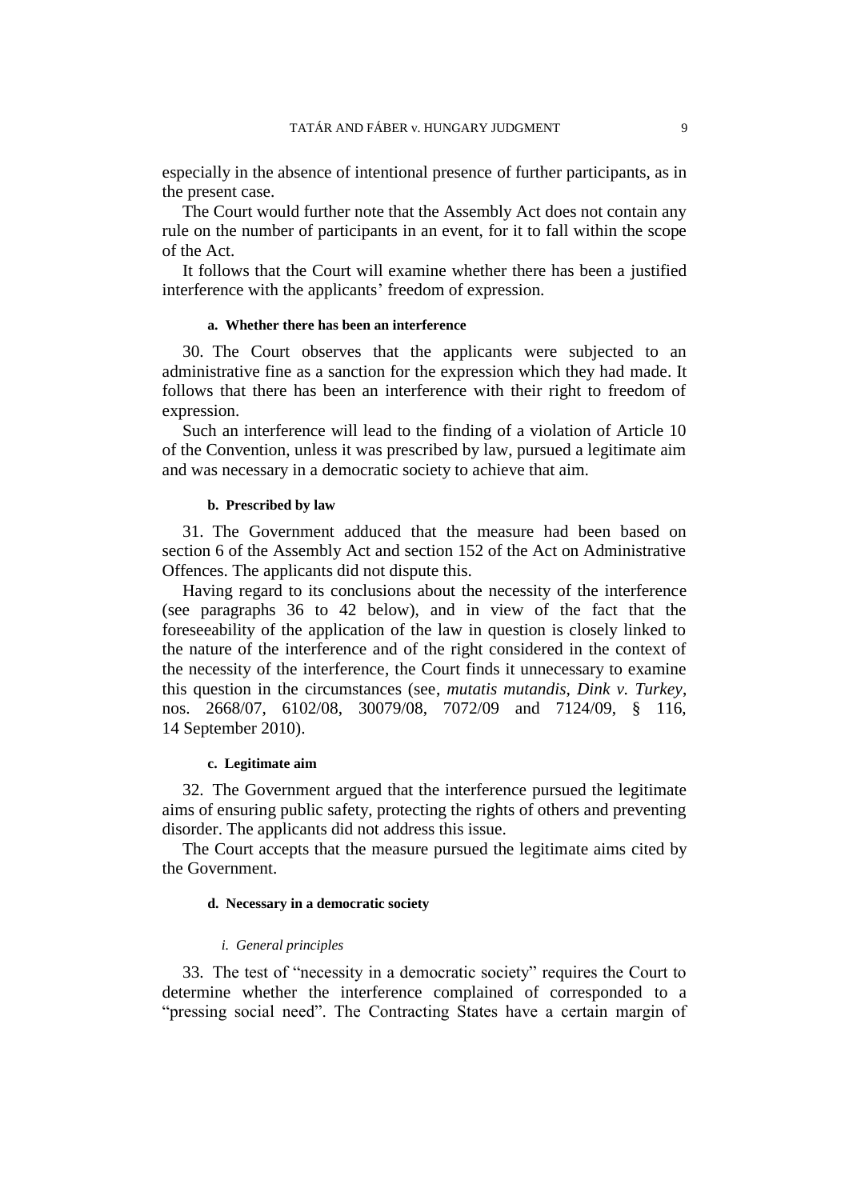especially in the absence of intentional presence of further participants, as in the present case.

The Court would further note that the Assembly Act does not contain any rule on the number of participants in an event, for it to fall within the scope of the Act.

It follows that the Court will examine whether there has been a justified interference with the applicants' freedom of expression.

#### a. Whether there has been an interference

30. The Court observes that the applicants were subjected to an administrative fine as a sanction for the expression which they had made. It follows that there has been an interference with their right to freedom of expression.

Such an interference will lead to the finding of a violation of Article 10 of the Convention, unless it was prescribed by law, pursued a legitimate aim and was necessary in a democratic society to achieve that aim.

#### b. Prescribed by law

31. The Government adduced that the measure had been based on section 6 of the Assembly Act and section 152 of the Act on Administrative Offences. The applicants did not dispute this.

Having regard to its conclusions about the necessity of the interference (see paragraphs 36 to 42 below), and in view of the fact that the foreseeability of the application of the law in question is closely linked to the nature of the interference and of the right considered in the context of the necessity of the interference, the Court finds it unnecessary to examine this question in the circumstances (see, *mutatis mutandis*, *Dink v. Turkey*, nos. 2668/07, 6102/08, 30079/08, 7072/09 and 7124/09, § 116, 14 September 2010).

#### c. Legitimate aim

32. The Government argued that the interference pursued the legitimate aims of ensuring public safety, protecting the rights of others and preventing disorder. The applicants did not address this issue.

The Court accepts that the measure pursued the legitimate aims cited by the Government.

#### d. Necessary in a democratic society

##### *i. General principles*

33. The test of "necessity in a democratic society" requires the Court to determine whether the interference complained of corresponded to a "pressing social need". The Contracting States have a certain margin of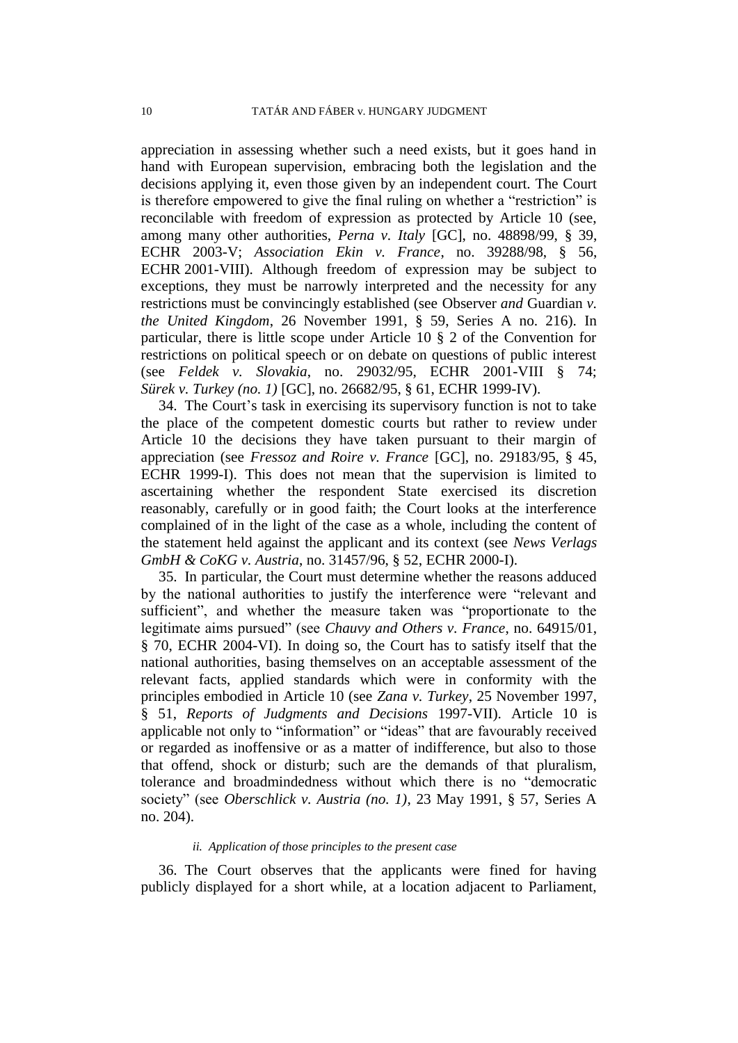appreciation in assessing whether such a need exists, but it goes hand in hand with European supervision, embracing both the legislation and the decisions applying it, even those given by an independent court. The Court is therefore empowered to give the final ruling on whether a "restriction" is reconcilable with freedom of expression as protected by Article 10 (see, among many other authorities, *Perna v. Italy* [GC], no. 48898/99, § 39, ECHR 2003-V; *Association Ekin v. France*, no. 39288/98, § 56, ECHR 2001-VIII). Although freedom of expression may be subject to exceptions, they must be narrowly interpreted and the necessity for any restrictions must be convincingly established (see Observer *and* Guardian *v. the United Kingdom*, 26 November 1991, § 59, Series A no. 216). In particular, there is little scope under Article 10 § 2 of the Convention for restrictions on political speech or on debate on questions of public interest (see *Feldek v. Slovakia*, no. 29032/95, ECHR 2001-VIII § 74; *Sürek v. Turkey (no. 1)* [GC], no. 26682/95, § 61, ECHR 1999-IV).

34. The Court's task in exercising its supervisory function is not to take the place of the competent domestic courts but rather to review under Article 10 the decisions they have taken pursuant to their margin of appreciation (see *Fressoz and Roire v. France* [GC], no. 29183/95, § 45, ECHR 1999-I). This does not mean that the supervision is limited to ascertaining whether the respondent State exercised its discretion reasonably, carefully or in good faith; the Court looks at the interference complained of in the light of the case as a whole, including the content of the statement held against the applicant and its context (see *News Verlags GmbH & CoKG v. Austria*, no. 31457/96, § 52, ECHR 2000-I).

35. In particular, the Court must determine whether the reasons adduced by the national authorities to justify the interference were "relevant and sufficient", and whether the measure taken was "proportionate to the legitimate aims pursued" (see *Chauvy and Others v. France*, no. 64915/01, § 70, ECHR 2004-VI). In doing so, the Court has to satisfy itself that the national authorities, basing themselves on an acceptable assessment of the relevant facts, applied standards which were in conformity with the principles embodied in Article 10 (see *Zana v. Turkey*, 25 November 1997, § 51, *Reports of Judgments and Decisions* 1997-VII). Article 10 is applicable not only to "information" or "ideas" that are favourably received or regarded as inoffensive or as a matter of indifference, but also to those that offend, shock or disturb; such are the demands of that pluralism, tolerance and broadmindedness without which there is no "democratic society" (see *Oberschlick v. Austria (no. 1)*, 23 May 1991, § 57, Series A no. 204).

#### *ii. Application of those principles to the present case*

36. The Court observes that the applicants were fined for having publicly displayed for a short while, at a location adjacent to Parliament,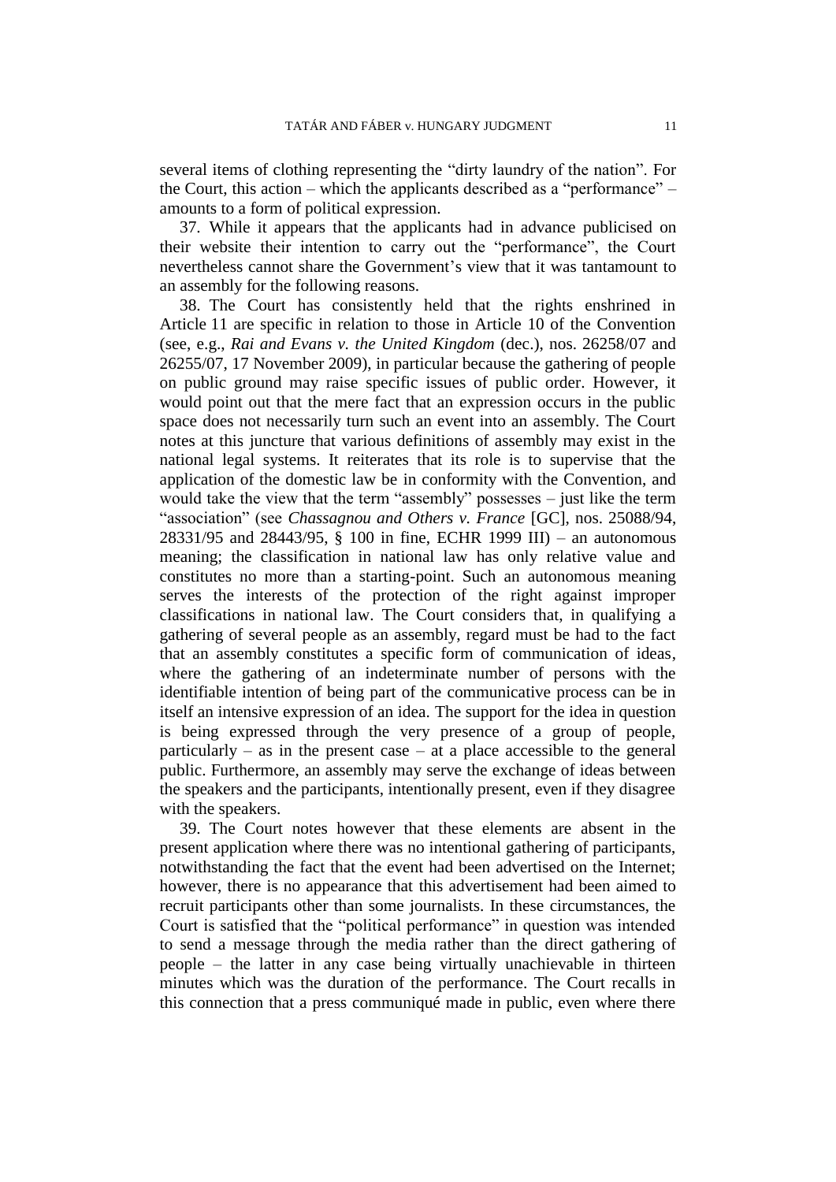several items of clothing representing the "dirty laundry of the nation". For the Court, this action – which the applicants described as a "performance" – amounts to a form of political expression.

37. While it appears that the applicants had in advance publicised on their website their intention to carry out the "performance", the Court nevertheless cannot share the Government's view that it was tantamount to an assembly for the following reasons.

38. The Court has consistently held that the rights enshrined in Article 11 are specific in relation to those in Article 10 of the Convention (see, e.g., *Rai and Evans v. the United Kingdom* (dec.), nos. 26258/07 and 26255/07, 17 November 2009), in particular because the gathering of people on public ground may raise specific issues of public order. However, it would point out that the mere fact that an expression occurs in the public space does not necessarily turn such an event into an assembly. The Court notes at this juncture that various definitions of assembly may exist in the national legal systems. It reiterates that its role is to supervise that the application of the domestic law be in conformity with the Convention, and would take the view that the term "assembly" possesses – just like the term "association" (see *Chassagnou and Others v. France* [GC], nos. 25088/94, 28331/95 and 28443/95, § 100 in fine, ECHR 1999 III) – an autonomous meaning; the classification in national law has only relative value and constitutes no more than a starting-point. Such an autonomous meaning serves the interests of the protection of the right against improper classifications in national law. The Court considers that, in qualifying a gathering of several people as an assembly, regard must be had to the fact that an assembly constitutes a specific form of communication of ideas, where the gathering of an indeterminate number of persons with the identifiable intention of being part of the communicative process can be in itself an intensive expression of an idea. The support for the idea in question is being expressed through the very presence of a group of people, particularly – as in the present case – at a place accessible to the general public. Furthermore, an assembly may serve the exchange of ideas between the speakers and the participants, intentionally present, even if they disagree with the speakers.

39. The Court notes however that these elements are absent in the present application where there was no intentional gathering of participants, notwithstanding the fact that the event had been advertised on the Internet; however, there is no appearance that this advertisement had been aimed to recruit participants other than some journalists. In these circumstances, the Court is satisfied that the "political performance" in question was intended to send a message through the media rather than the direct gathering of people – the latter in any case being virtually unachievable in thirteen minutes which was the duration of the performance. The Court recalls in this connection that a press communiqué made in public, even where there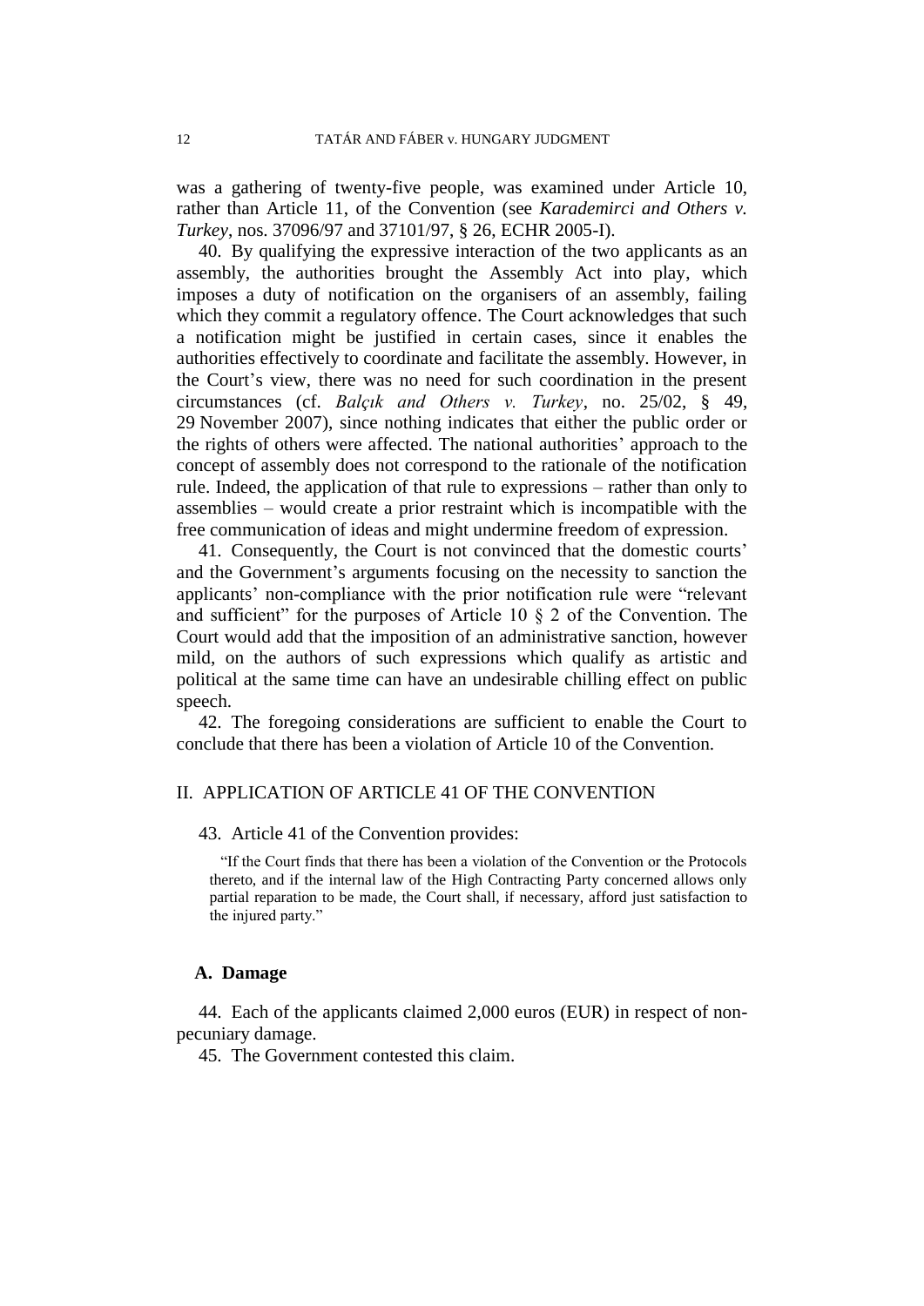was a gathering of twenty-five people, was examined under Article 10, rather than Article 11, of the Convention (see *Karademirci and Others v. Turkey*, nos. 37096/97 and 37101/97, § 26, ECHR 2005-I).

40. By qualifying the expressive interaction of the two applicants as an assembly, the authorities brought the Assembly Act into play, which imposes a duty of notification on the organisers of an assembly, failing which they commit a regulatory offence. The Court acknowledges that such a notification might be justified in certain cases, since it enables the authorities effectively to coordinate and facilitate the assembly. However, in the Court's view, there was no need for such coordination in the present circumstances (cf. *Balçık and Others v. Turkey*, no. 25/02, § 49, 29 November 2007), since nothing indicates that either the public order or the rights of others were affected. The national authorities' approach to the concept of assembly does not correspond to the rationale of the notification rule. Indeed, the application of that rule to expressions – rather than only to assemblies – would create a prior restraint which is incompatible with the free communication of ideas and might undermine freedom of expression.

41. Consequently, the Court is not convinced that the domestic courts' and the Government's arguments focusing on the necessity to sanction the applicants' non-compliance with the prior notification rule were "relevant and sufficient" for the purposes of Article 10 § 2 of the Convention. The Court would add that the imposition of an administrative sanction, however mild, on the authors of such expressions which qualify as artistic and political at the same time can have an undesirable chilling effect on public speech.

42. The foregoing considerations are sufficient to enable the Court to conclude that there has been a violation of Article 10 of the Convention.

## II. APPLICATION OF ARTICLE 41 OF THE CONVENTION

43. Article 41 of the Convention provides:

> "If the Court finds that there has been a violation of the Convention or the Protocols thereto, and if the internal law of the High Contracting Party concerned allows only partial reparation to be made, the Court shall, if necessary, afford just satisfaction to the injured party."

### A. Damage

44. Each of the applicants claimed 2,000 euros (EUR) in respect of non-pecuniary damage.

45. The Government contested this claim.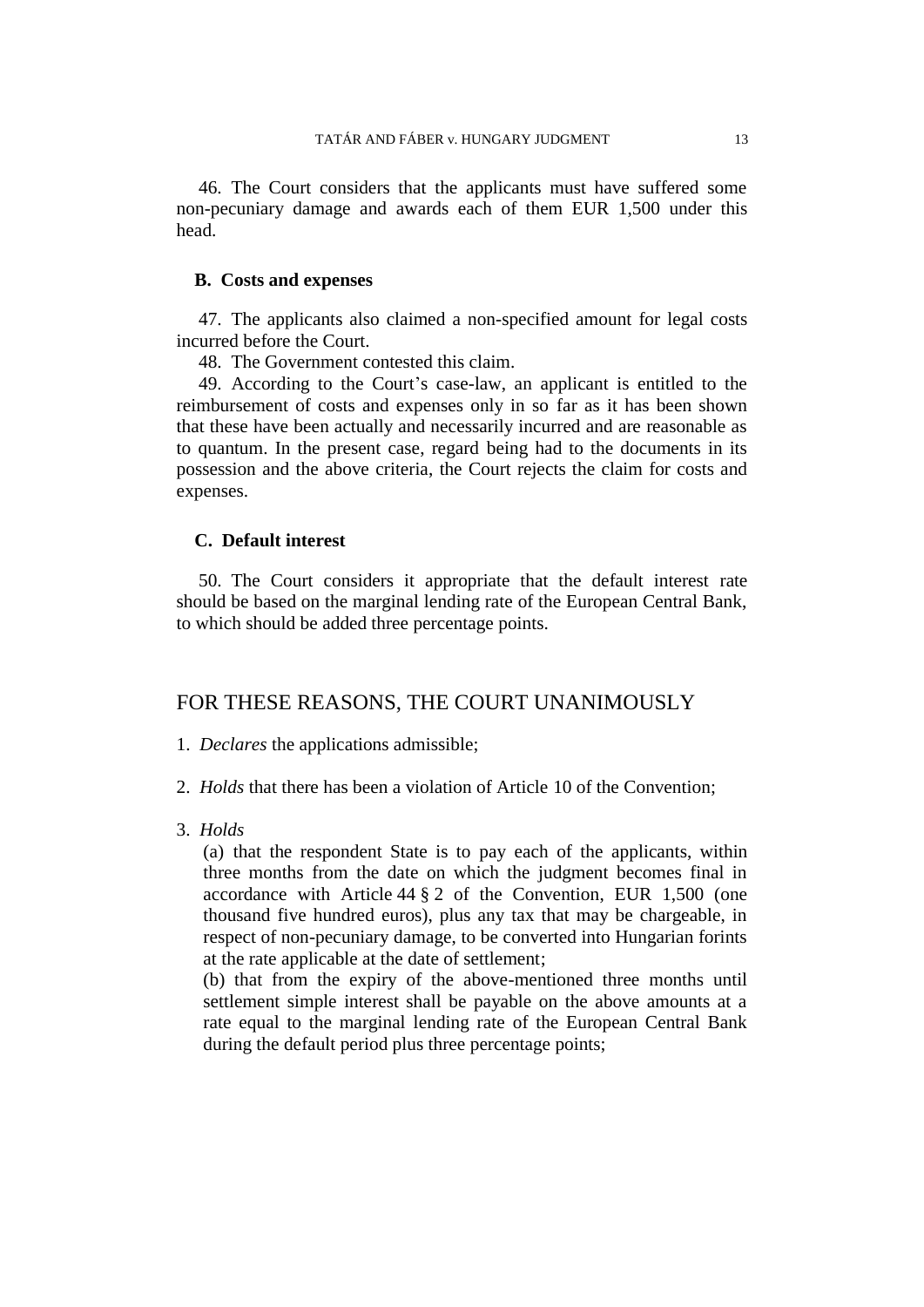46. The Court considers that the applicants must have suffered some non-pecuniary damage and awards each of them EUR 1,500 under this head.

### B. Costs and expenses

47. The applicants also claimed a non-specified amount for legal costs incurred before the Court.

48. The Government contested this claim.

49. According to the Court's case-law, an applicant is entitled to the reimbursement of costs and expenses only in so far as it has been shown that these have been actually and necessarily incurred and are reasonable as to quantum. In the present case, regard being had to the documents in its possession and the above criteria, the Court rejects the claim for costs and expenses.

### C. Default interest

50. The Court considers it appropriate that the default interest rate should be based on the marginal lending rate of the European Central Bank, to which should be added three percentage points.

## FOR THESE REASONS, THE COURT UNANIMOUSLY

1. *Declares* the applications admissible;

2. *Holds* that there has been a violation of Article 10 of the Convention;

3. *Holds*

   (a) that the respondent State is to pay each of the applicants, within three months from the date on which the judgment becomes final in accordance with Article 44 § 2 of the Convention, EUR 1,500 (one thousand five hundred euros), plus any tax that may be chargeable, in respect of non-pecuniary damage, to be converted into Hungarian forints at the rate applicable at the date of settlement;

   (b) that from the expiry of the above-mentioned three months until settlement simple interest shall be payable on the above amounts at a rate equal to the marginal lending rate of the European Central Bank during the default period plus three percentage points;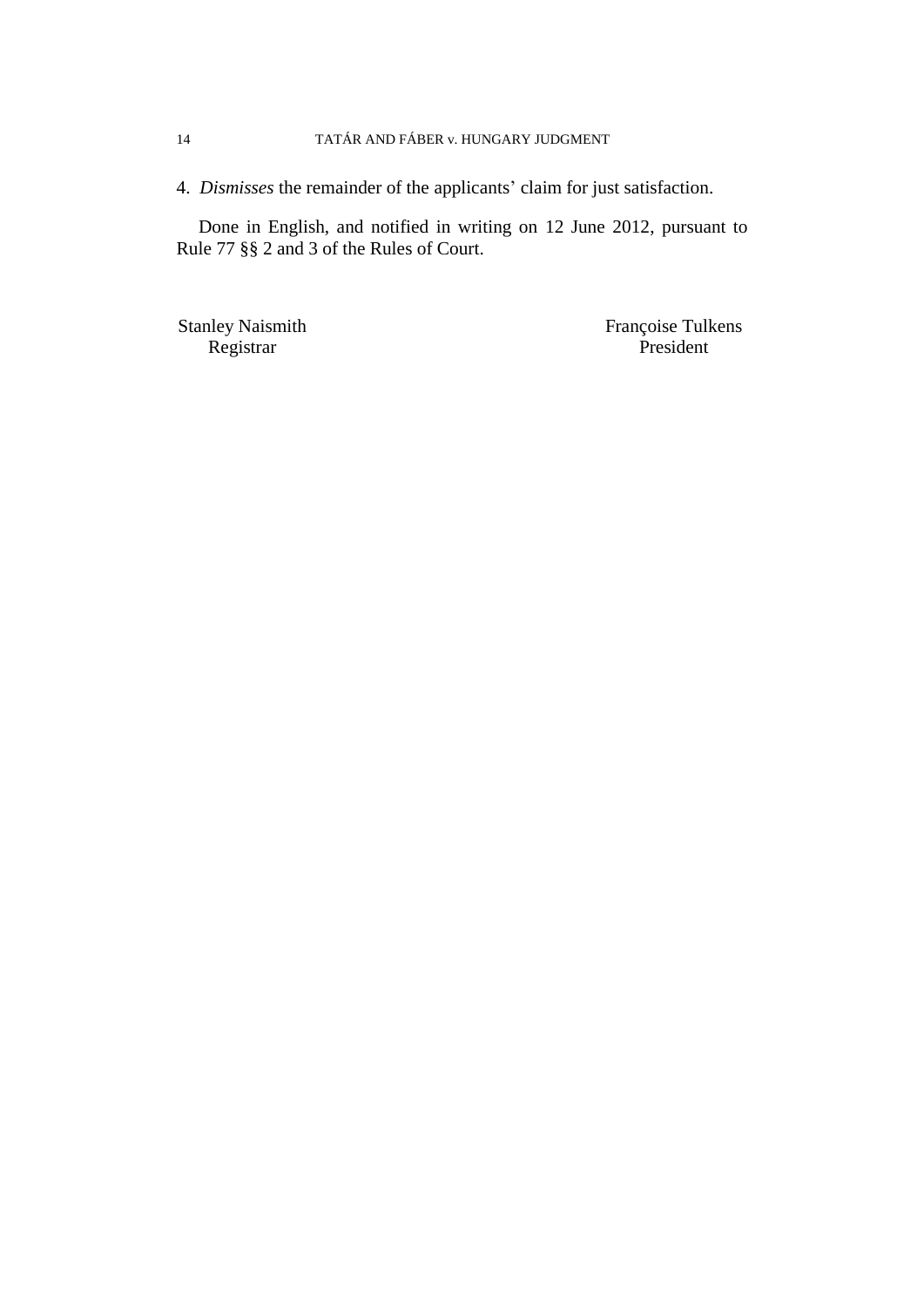4. *Dismisses* the remainder of the applicants' claim for just satisfaction.

Done in English, and notified in writing on 12 June 2012, pursuant to Rule 77 §§ 2 and 3 of the Rules of Court.

| | |
|---|---|
| Stanley Naismith<br>Registrar | Françoise Tulkens<br>President |